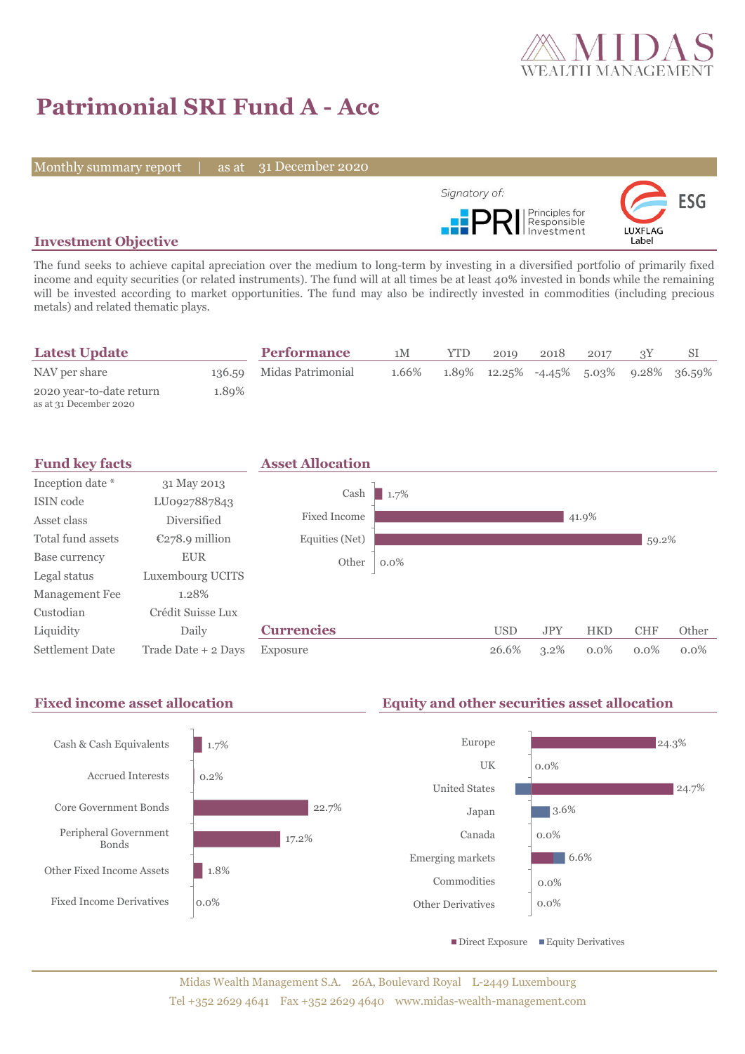# Patrimonial SRI Fund A - Acc

Monthly summary report | as at 31 December 2020

Signatory of: PRI Principles for Responsible Investment

ESG LUXFLAG Label

## Investment Objective

The fund seeks to achieve capital apreciation over the medium to long-term by investing in a diversified portfolio of primarily fixed income and equity securities (or related instruments). The fund will at all times be at least 40% invested in bonds while the remaining will be invested according to market opportunities. The fund may also be indirectly invested in commodities (including precious metals) and related thematic plays.

## Latest Update

| | |
|---|---|
| NAV per share | 136.59 |
| 2020 year-to-date return<br>as at 31 December 2020 | 1.89% |

## Performance

| | 1M | YTD | 2019 | 2018 | 2017 | 3Y | SI |
|---|---|---|---|---|---|---|---|
| Midas Patrimonial | 1.66% | 1.89% | 12.25% | -4.45% | 5.03% | 9.28% | 36.59% |

## Fund key facts

| | |
|---|---|
| Inception date * | 31 May 2013 |
| ISIN code | LU0927887843 |
| Asset class | Diversified |
| Total fund assets | €278.9 million |
| Base currency | EUR |
| Legal status | Luxembourg UCITS |
| Management Fee | 1.28% |
| Custodian | Crédit Suisse Lux |
| Liquidity | Daily |
| Settlement Date | Trade Date + 2 Days |

## Asset Allocation

| | |
|---|---|
| Cash | 1.7% |
| Fixed Income | 41.9% |
| Equities (Net) | 59.2% |
| Other | 0.0% |

## Currencies

| | USD | JPY | HKD | CHF | Other |
|---|---|---|---|---|---|
| Exposure | 26.6% | 3.2% | 0.0% | 0.0% | 0.0% |

## Fixed income asset allocation

| | |
|---|---|
| Cash & Cash Equivalents | 1.7% |
| Accrued Interests | 0.2% |
| Core Government Bonds | 22.7% |
| Peripheral Government Bonds | 17.2% |
| Other Fixed Income Assets | 1.8% |
| Fixed Income Derivatives | 0.0% |

## Equity and other securities asset allocation

| | |
|---|---|
| Europe | 24.3% |
| UK | 0.0% |
| United States | 24.7% |
| Japan | 3.6% |
| Canada | 0.0% |
| Emerging markets | 6.6% |
| Commodities | 0.0% |
| Other Derivatives | 0.0% |

■ Direct Exposure ■ Equity Derivatives

Midas Wealth Management S.A. 26A, Boulevard Royal L-2449 Luxembourg
Tel +352 2629 4641 Fax +352 2629 4640 www.midas-wealth-management.com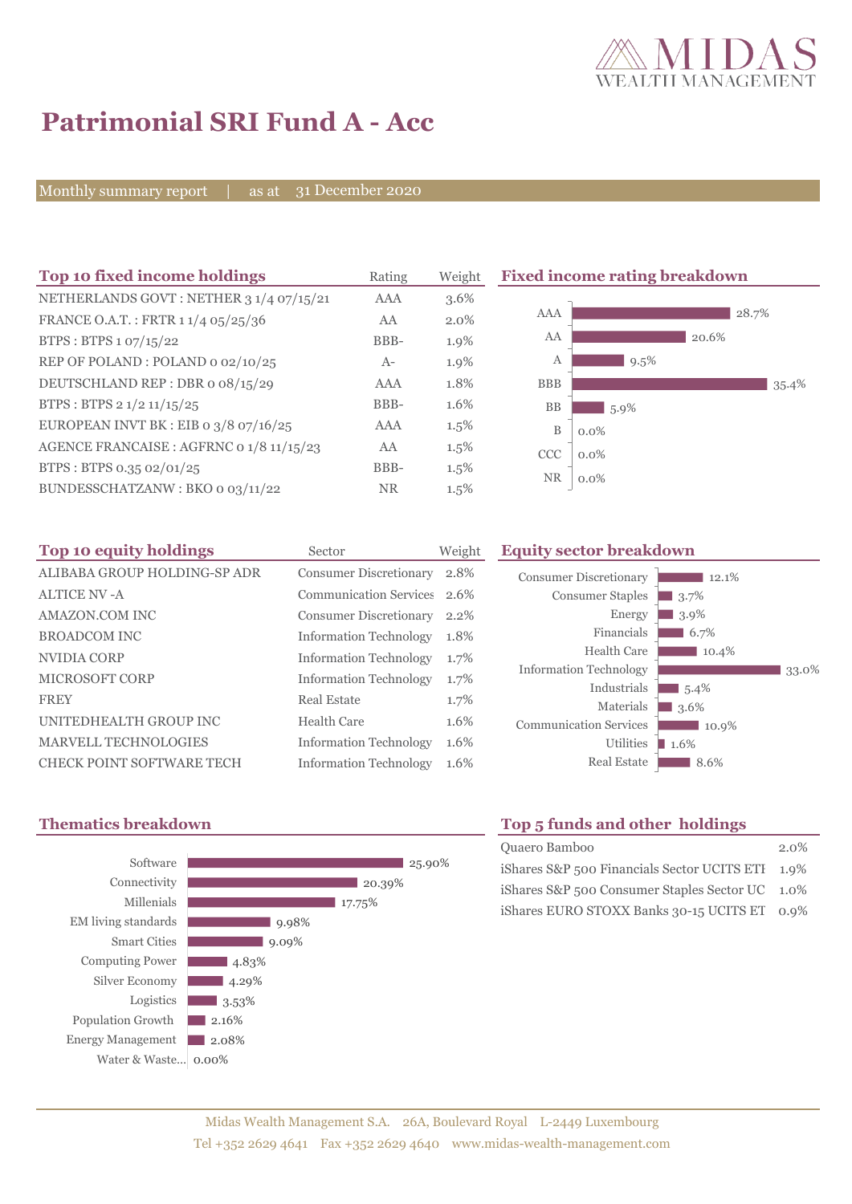# Patrimonial SRI Fund A - Acc

Monthly summary report | as at 31 December 2020

## Top 10 fixed income holdings

| Top 10 fixed income holdings | Rating | Weight |
|---|---|---|
| NETHERLANDS GOVT : NETHER 3 1/4 07/15/21 | AAA | 3.6% |
| FRANCE O.A.T. : FRTR 1 1/4 05/25/36 | AA | 2.0% |
| BTPS : BTPS 1 07/15/22 | BBB- | 1.9% |
| REP OF POLAND : POLAND 0 02/10/25 | A- | 1.9% |
| DEUTSCHLAND REP : DBR 0 08/15/29 | AAA | 1.8% |
| BTPS : BTPS 2 1/2 11/15/25 | BBB- | 1.6% |
| EUROPEAN INVT BK : EIB 0 3/8 07/16/25 | AAA | 1.5% |
| AGENCE FRANCAISE : AGFRNC 0 1/8 11/15/23 | AA | 1.5% |
| BTPS : BTPS 0.35 02/01/25 | BBB- | 1.5% |
| BUNDESSCHATZANW : BKO 0 03/11/22 | NR | 1.5% |

## Fixed income rating breakdown

| Rating | Weight |
|---|---|
| AAA | 28.7% |
| AA | 20.6% |
| A | 9.5% |
| BBB | 35.4% |
| BB | 5.9% |
| B | 0.0% |
| CCC | 0.0% |
| NR | 0.0% |

## Top 10 equity holdings

| Top 10 equity holdings | Sector | Weight |
|---|---|---|
| ALIBABA GROUP HOLDING-SP ADR | Consumer Discretionary | 2.8% |
| ALTICE NV -A | Communication Services | 2.6% |
| AMAZON.COM INC | Consumer Discretionary | 2.2% |
| BROADCOM INC | Information Technology | 1.8% |
| NVIDIA CORP | Information Technology | 1.7% |
| MICROSOFT CORP | Information Technology | 1.7% |
| FREY | Real Estate | 1.7% |
| UNITEDHEALTH GROUP INC | Health Care | 1.6% |
| MARVELL TECHNOLOGIES | Information Technology | 1.6% |
| CHECK POINT SOFTWARE TECH | Information Technology | 1.6% |

## Equity sector breakdown

| Sector | Weight |
|---|---|
| Consumer Discretionary | 12.1% |
| Consumer Staples | 3.7% |
| Energy | 3.9% |
| Financials | 6.7% |
| Health Care | 10.4% |
| Information Technology | 33.0% |
| Industrials | 5.4% |
| Materials | 3.6% |
| Communication Services | 10.9% |
| Utilities | 1.6% |
| Real Estate | 8.6% |

## Thematics breakdown

| Thematic | Weight |
|---|---|
| Software | 25.90% |
| Connectivity | 20.39% |
| Millenials | 17.75% |
| EM living standards | 9.98% |
| Smart Cities | 9.09% |
| Computing Power | 4.83% |
| Silver Economy | 4.29% |
| Logistics | 3.53% |
| Population Growth | 2.16% |
| Energy Management | 2.08% |
| Water & Waste... | 0.00% |

## Top 5 funds and other holdings

| Fund | Weight |
|---|---|
| Quaero Bamboo | 2.0% |
| iShares S&P 500 Financials Sector UCITS ETI | 1.9% |
| iShares S&P 500 Consumer Staples Sector UC | 1.0% |
| iShares EURO STOXX Banks 30-15 UCITS ET | 0.9% |

Midas Wealth Management S.A. 26A, Boulevard Royal L-2449 Luxembourg
Tel +352 2629 4641 Fax +352 2629 4640 www.midas-wealth-management.com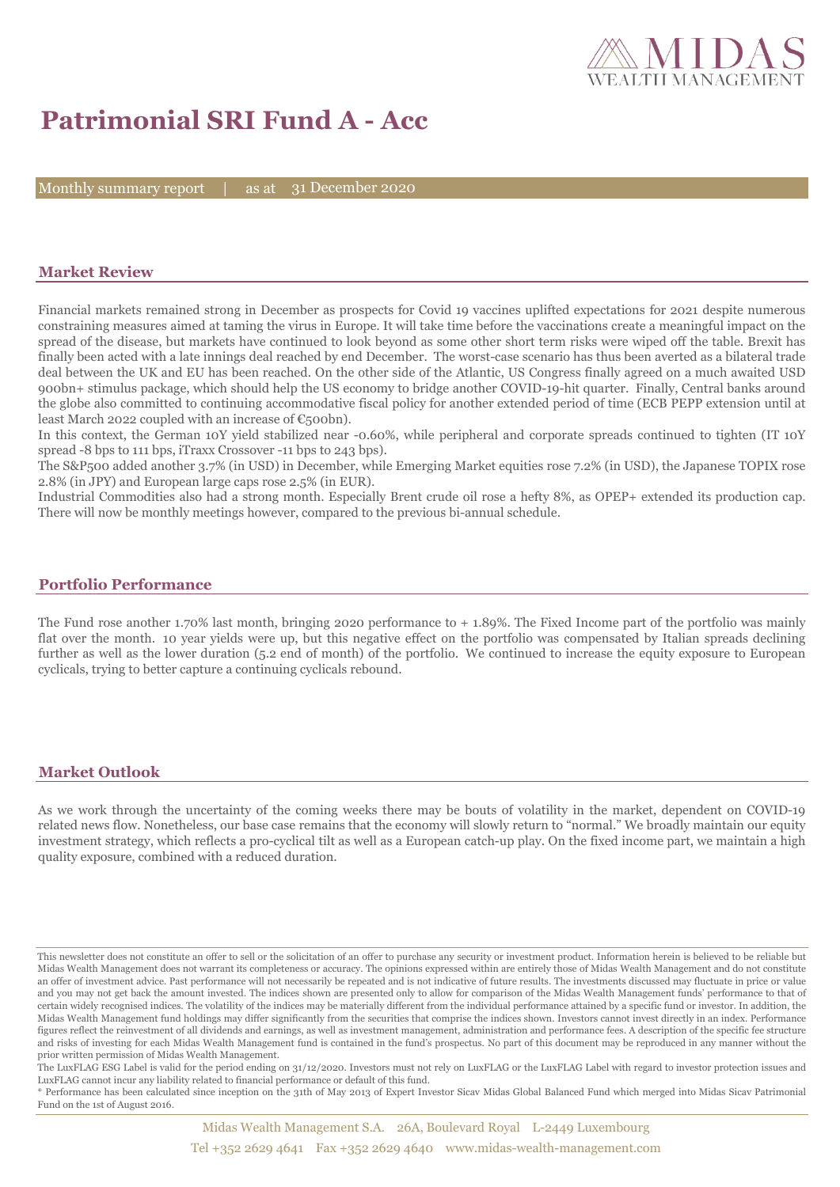# Patrimonial SRI Fund A - Acc

Monthly summary report | as at 31 December 2020

## Market Review

Financial markets remained strong in December as prospects for Covid 19 vaccines uplifted expectations for 2021 despite numerous constraining measures aimed at taming the virus in Europe. It will take time before the vaccinations create a meaningful impact on the spread of the disease, but markets have continued to look beyond as some other short term risks were wiped off the table. Brexit has finally been acted with a late innings deal reached by end December. The worst-case scenario has thus been averted as a bilateral trade deal between the UK and EU has been reached. On the other side of the Atlantic, US Congress finally agreed on a much awaited USD 900bn+ stimulus package, which should help the US economy to bridge another COVID-19-hit quarter. Finally, Central banks around the globe also committed to continuing accommodative fiscal policy for another extended period of time (ECB PEPP extension until at least March 2022 coupled with an increase of €500bn).

In this context, the German 10Y yield stabilized near -0.60%, while peripheral and corporate spreads continued to tighten (IT 10Y spread -8 bps to 111 bps, iTraxx Crossover -11 bps to 243 bps).

The S&P500 added another 3.7% (in USD) in December, while Emerging Market equities rose 7.2% (in USD), the Japanese TOPIX rose 2.8% (in JPY) and European large caps rose 2.5% (in EUR).

Industrial Commodities also had a strong month. Especially Brent crude oil rose a hefty 8%, as OPEP+ extended its production cap. There will now be monthly meetings however, compared to the previous bi-annual schedule.

## Portfolio Performance

The Fund rose another 1.70% last month, bringing 2020 performance to + 1.89%. The Fixed Income part of the portfolio was mainly flat over the month. 10 year yields were up, but this negative effect on the portfolio was compensated by Italian spreads declining further as well as the lower duration (5.2 end of month) of the portfolio. We continued to increase the equity exposure to European cyclicals, trying to better capture a continuing cyclicals rebound.

## Market Outlook

As we work through the uncertainty of the coming weeks there may be bouts of volatility in the market, dependent on COVID-19 related news flow. Nonetheless, our base case remains that the economy will slowly return to "normal." We broadly maintain our equity investment strategy, which reflects a pro-cyclical tilt as well as a European catch-up play. On the fixed income part, we maintain a high quality exposure, combined with a reduced duration.

This newsletter does not constitute an offer to sell or the solicitation of an offer to purchase any security or investment product. Information herein is believed to be reliable but Midas Wealth Management does not warrant its completeness or accuracy. The opinions expressed within are entirely those of Midas Wealth Management and do not constitute an offer of investment advice. Past performance will not necessarily be repeated and is not indicative of future results. The investments discussed may fluctuate in price or value and you may not get back the amount invested. The indices shown are presented only to allow for comparison of the Midas Wealth Management funds' performance to that of certain widely recognised indices. The volatility of the indices may be materially different from the individual performance attained by a specific fund or investor. In addition, the Midas Wealth Management fund holdings may differ significantly from the securities that comprise the indices shown. Investors cannot invest directly in an index. Performance figures reflect the reinvestment of all dividends and earnings, as well as investment management, administration and performance fees. A description of the specific fee structure and risks of investing for each Midas Wealth Management fund is contained in the fund's prospectus. No part of this document may be reproduced in any manner without the prior written permission of Midas Wealth Management.

The LuxFLAG ESG Label is valid for the period ending on 31/12/2020. Investors must not rely on LuxFLAG or the LuxFLAG Label with regard to investor protection issues and LuxFLAG cannot incur any liability related to financial performance or default of this fund.

* Performance has been calculated since inception on the 31th of May 2013 of Expert Investor Sicav Midas Global Balanced Fund which merged into Midas Sicav Patrimonial Fund on the 1st of August 2016.

Midas Wealth Management S.A. 26A, Boulevard Royal L-2449 Luxembourg
Tel +352 2629 4641 Fax +352 2629 4640 www.midas-wealth-management.com